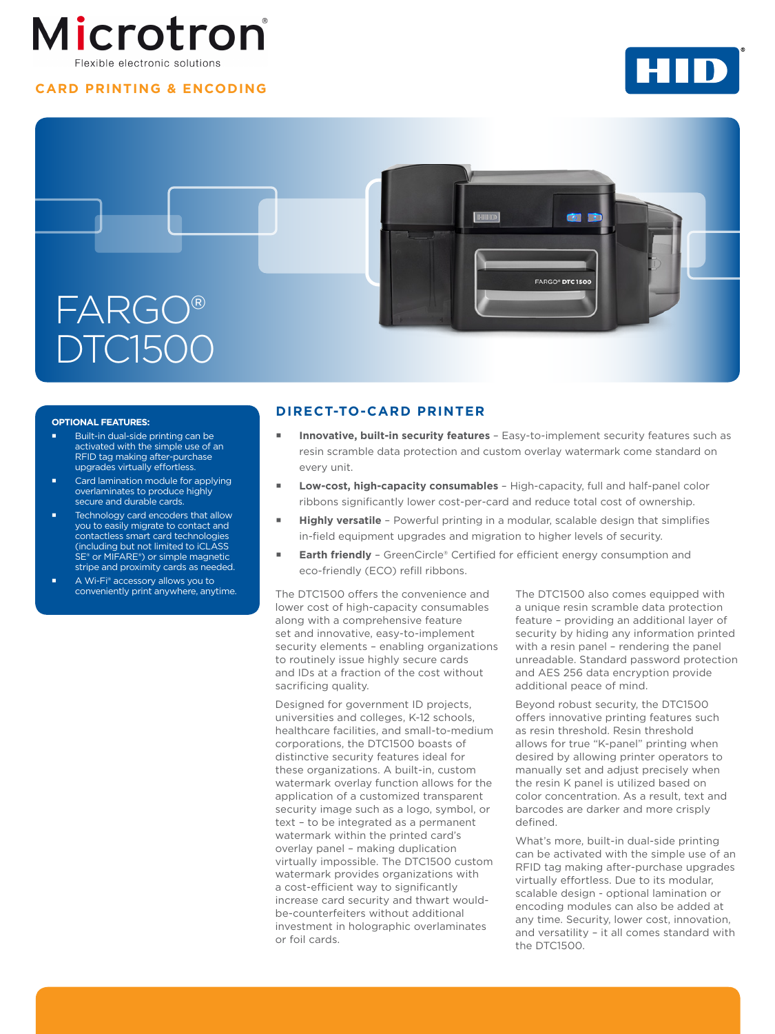Microtron®

Flexible electronic solutions

**CARD PRINTING & ENCODING**

# FARGO® DTC1500

**OPTIONAL FEATURES:**

- Built-in dual-side printing can be activated with the simple use of an RFID tag making after-purchase upgrades virtually effortless.
- Card lamination module for applying overlaminates to produce highly secure and durable cards.
- Technology card encoders that allow you to easily migrate to contact and contactless smart card technologies (including but not limited to iCLASS SE® or MIFARE®) or simple magnetic stripe and proximity cards as needed.
- A Wi-Fi® accessory allows you to conveniently print anywhere, anytime.

## DIRECT-TO-CARD PRINTER

- **Innovative, built-in security features** – Easy-to-implement security features such as resin scramble data protection and custom overlay watermark come standard on every unit.
- **Low-cost, high-capacity consumables** – High-capacity, full and half-panel color ribbons significantly lower cost-per-card and reduce total cost of ownership.
- **Highly versatile** – Powerful printing in a modular, scalable design that simplifies in-field equipment upgrades and migration to higher levels of security.
- **Earth friendly** – GreenCircle® Certified for efficient energy consumption and eco-friendly (ECO) refill ribbons.

The DTC1500 offers the convenience and lower cost of high-capacity consumables along with a comprehensive feature set and innovative, easy-to-implement security elements – enabling organizations to routinely issue highly secure cards and IDs at a fraction of the cost without sacrificing quality.

Designed for government ID projects, universities and colleges, K-12 schools, healthcare facilities, and small-to-medium corporations, the DTC1500 boasts of distinctive security features ideal for these organizations. A built-in, custom watermark overlay function allows for the application of a customized transparent security image such as a logo, symbol, or text – to be integrated as a permanent watermark within the printed card's overlay panel – making duplication virtually impossible. The DTC1500 custom watermark provides organizations with a cost-efficient way to significantly increase card security and thwart would-be-counterfeiters without additional investment in holographic overlaminates or foil cards.

The DTC1500 also comes equipped with a unique resin scramble data protection feature – providing an additional layer of security by hiding any information printed with a resin panel – rendering the panel unreadable. Standard password protection and AES 256 data encryption provide additional peace of mind.

Beyond robust security, the DTC1500 offers innovative printing features such as resin threshold. Resin threshold allows for true "K-panel" printing when desired by allowing printer operators to manually set and adjust precisely when the resin K panel is utilized based on color concentration. As a result, text and barcodes are darker and more crisply defined.

What's more, built-in dual-side printing can be activated with the simple use of an RFID tag making after-purchase upgrades virtually effortless. Due to its modular, scalable design - optional lamination or encoding modules can also be added at any time. Security, lower cost, innovation, and versatility – it all comes standard with the DTC1500.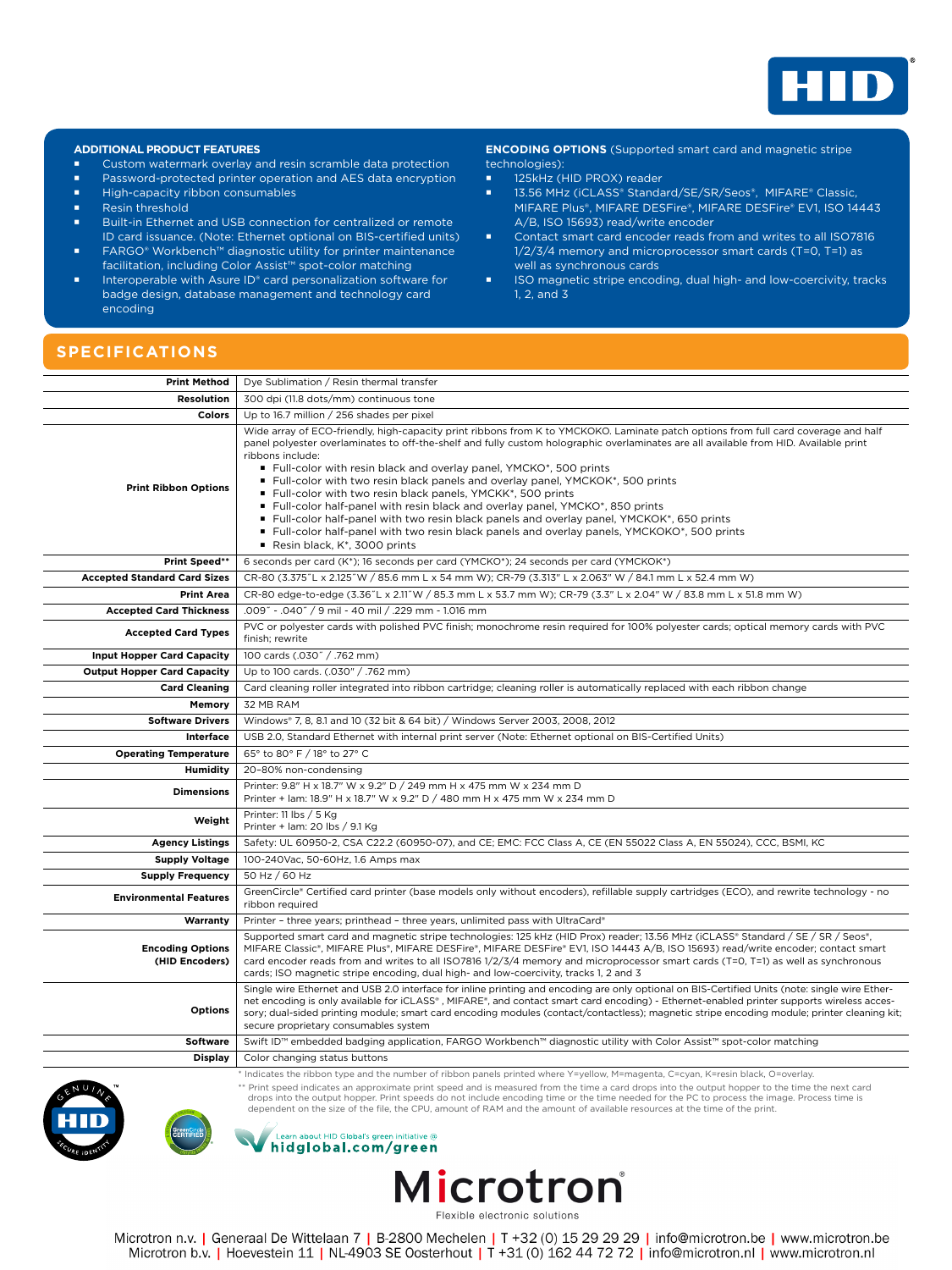## ADDITIONAL PRODUCT FEATURES

- Custom watermark overlay and resin scramble data protection
- Password-protected printer operation and AES data encryption
- High-capacity ribbon consumables
- Resin threshold
- Built-in Ethernet and USB connection for centralized or remote ID card issuance. (Note: Ethernet optional on BIS-certified units)
- FARGO® Workbench™ diagnostic utility for printer maintenance facilitation, including Color Assist™ spot-color matching
- Interoperable with Asure ID® card personalization software for badge design, database management and technology card encoding

## ENCODING OPTIONS (Supported smart card and magnetic stripe technologies):

- 125kHz (HID PROX) reader
- 13.56 MHz (iCLASS® Standard/SE/SR/Seos®, MIFARE® Classic, MIFARE Plus®, MIFARE DESFire®, MIFARE DESFire® EV1, ISO 14443 A/B, ISO 15693) read/write encoder
- Contact smart card encoder reads from and writes to all ISO7816 1/2/3/4 memory and microprocessor smart cards (T=0, T=1) as well as synchronous cards
- ISO magnetic stripe encoding, dual high- and low-coercivity, tracks 1, 2, and 3

## SPECIFICATIONS

| | |
|---|---|
| **Print Method** | Dye Sublimation / Resin thermal transfer |
| **Resolution** | 300 dpi (11.8 dots/mm) continuous tone |
| **Colors** | Up to 16.7 million / 256 shades per pixel |
| **Print Ribbon Options** | Wide array of ECO-friendly, high-capacity print ribbons from K to YMCKOKO. Laminate patch options from full card coverage and half panel polyester overlaminates to off-the-shelf and fully custom holographic overlaminates are all available from HID. Available print ribbons include:<br>▪ Full-color with resin black and overlay panel, YMCKO*, 500 prints<br>▪ Full-color with two resin black panels and overlay panel, YMCKOK*, 500 prints<br>▪ Full-color with two resin black panels, YMCKK*, 500 prints<br>▪ Full-color half-panel with resin black and overlay panel, YMCKO*, 850 prints<br>▪ Full-color half-panel with two resin black panels and overlay panel, YMCKOK*, 650 prints<br>▪ Full-color half-panel with two resin black panels and overlay panels, YMCKOKO*, 500 prints<br>▪ Resin black, K*, 3000 prints |
| **Print Speed**** | 6 seconds per card (K*); 16 seconds per card (YMCKO*); 24 seconds per card (YMCKOK*) |
| **Accepted Standard Card Sizes** | CR-80 (3.375˝L x 2.125˝W / 85.6 mm L x 54 mm W); CR-79 (3.313" L x 2.063" W / 84.1 mm L x 52.4 mm W) |
| **Print Area** | CR-80 edge-to-edge (3.36˝L x 2.11˝W / 85.3 mm L x 53.7 mm W); CR-79 (3.3" L x 2.04" W / 83.8 mm L x 51.8 mm W) |
| **Accepted Card Thickness** | .009˝ - .040˝ / 9 mil - 40 mil / .229 mm - 1.016 mm |
| **Accepted Card Types** | PVC or polyester cards with polished PVC finish; monochrome resin required for 100% polyester cards; optical memory cards with PVC finish; rewrite |
| **Input Hopper Card Capacity** | 100 cards (.030˝ / .762 mm) |
| **Output Hopper Card Capacity** | Up to 100 cards. (.030" / .762 mm) |
| **Card Cleaning** | Card cleaning roller integrated into ribbon cartridge; cleaning roller is automatically replaced with each ribbon change |
| **Memory** | 32 MB RAM |
| **Software Drivers** | Windows® 7, 8, 8.1 and 10 (32 bit & 64 bit) / Windows Server 2003, 2008, 2012 |
| **Interface** | USB 2.0, Standard Ethernet with internal print server (Note: Ethernet optional on BIS-Certified Units) |
| **Operating Temperature** | 65° to 80° F / 18° to 27° C |
| **Humidity** | 20–80% non-condensing |
| **Dimensions** | Printer: 9.8" H x 18.7" W x 9.2" D / 249 mm H x 475 mm W x 234 mm D<br>Printer + lam: 18.9" H x 18.7" W x 9.2" D / 480 mm H x 475 mm W x 234 mm D |
| **Weight** | Printer: 11 lbs / 5 Kg<br>Printer + lam: 20 lbs / 9.1 Kg |
| **Agency Listings** | Safety: UL 60950-2, CSA C22.2 (60950-07), and CE; EMC: FCC Class A, CE (EN 55022 Class A, EN 55024), CCC, BSMI, KC |
| **Supply Voltage** | 100-240Vac, 50-60Hz, 1.6 Amps max |
| **Supply Frequency** | 50 Hz / 60 Hz |
| **Environmental Features** | GreenCircle® Certified card printer (base models only without encoders), refillable supply cartridges (ECO), and rewrite technology - no ribbon required |
| **Warranty** | Printer – three years; printhead – three years, unlimited pass with UltraCard® |
| **Encoding Options (HID Encoders)** | Supported smart card and magnetic stripe technologies: 125 kHz (HID Prox) reader; 13.56 MHz (iCLASS® Standard / SE / SR / Seos®, MIFARE Classic®, MIFARE Plus®, MIFARE DESFire®, MIFARE DESFire® EV1, ISO 14443 A/B, ISO 15693) read/write encoder; contact smart card encoder reads from and writes to all ISO7816 1/2/3/4 memory and microprocessor smart cards (T=0, T=1) as well as synchronous cards; ISO magnetic stripe encoding, dual high- and low-coercivity, tracks 1, 2 and 3 |
| **Options** | Single wire Ethernet and USB 2.0 interface for inline printing and encoding are only optional on BIS-Certified Units (note: single wire Ethernet encoding is only available for iCLASS®, MIFARE®, and contact smart card encoding) - Ethernet-enabled printer supports wireless accessory; dual-sided printing module; smart card encoding modules (contact/contactless); magnetic stripe encoding module; printer cleaning kit; secure proprietary consumables system |
| **Software** | Swift ID™ embedded badging application, FARGO Workbench™ diagnostic utility with Color Assist™ spot-color matching |
| **Display** | Color changing status buttons |

* Indicates the ribbon type and the number of ribbon panels printed where Y=yellow, M=magenta, C=cyan, K=resin black, O=overlay.

** Print speed indicates an approximate print speed and is measured from the time a card drops into the output hopper to the time the next card drops into the output hopper. Print speeds do not include encoding time or the time needed for the PC to process the image. Process time is dependent on the size of the file, the CPU, amount of RAM and the amount of available resources at the time of the print.

Learn about HID Global's green initiative @ hidglobal.com/green

Microtron® — Flexible electronic solutions

Microtron n.v. | Generaal De Wittelaan 7 | B-2800 Mechelen | T +32 (0) 15 29 29 29 | info@microtron.be | www.microtron.be
Microtron b.v. | Hoevestein 11 | NL-4903 SE Oosterhout | T +31 (0) 162 44 72 72 | info@microtron.nl | www.microtron.nl